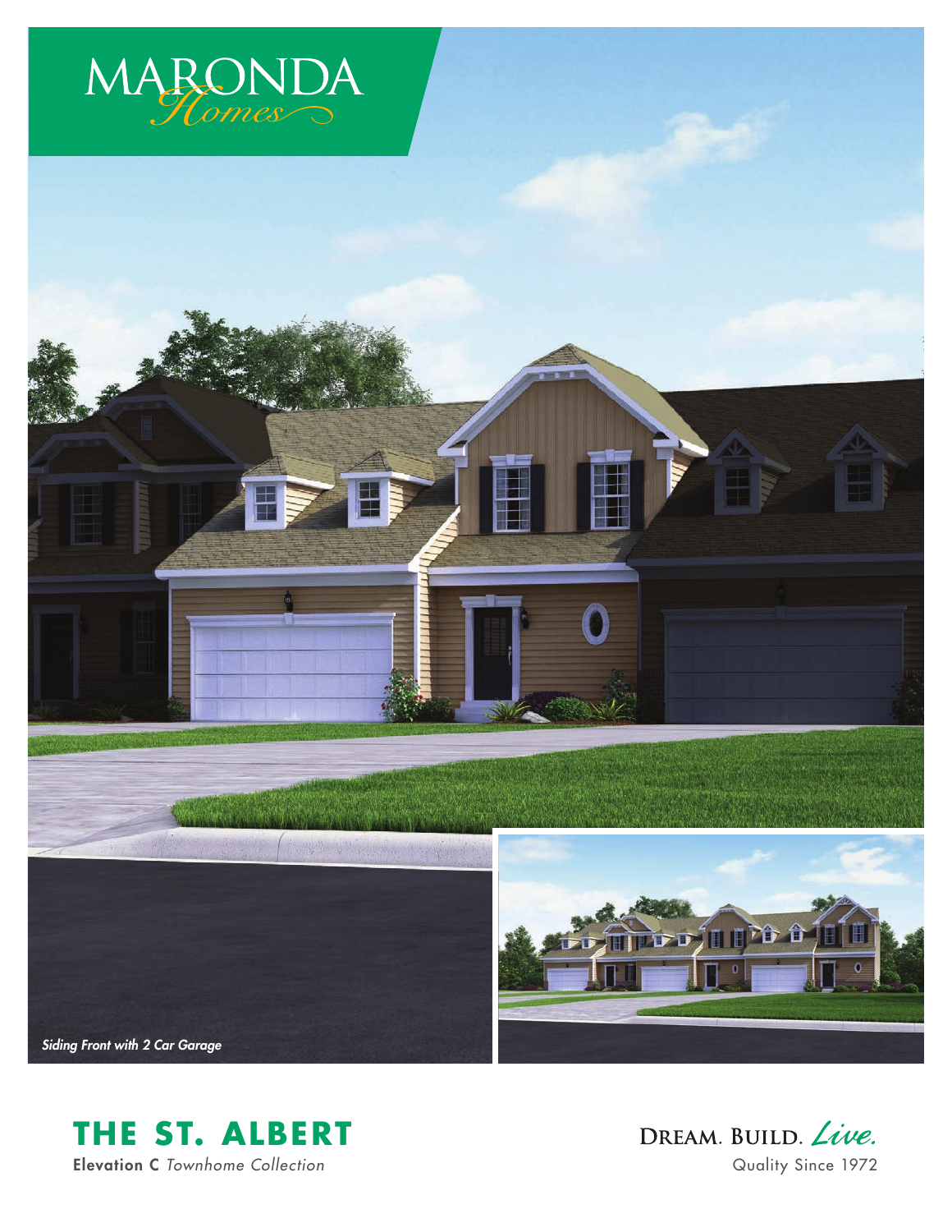MARONDA *Homes*

*Siding Front with 2 Car Garage*

# THE ST. ALBERT

**Elevation C** *Townhome Collection*

DREAM. BUILD. *Live.*

Quality Since 1972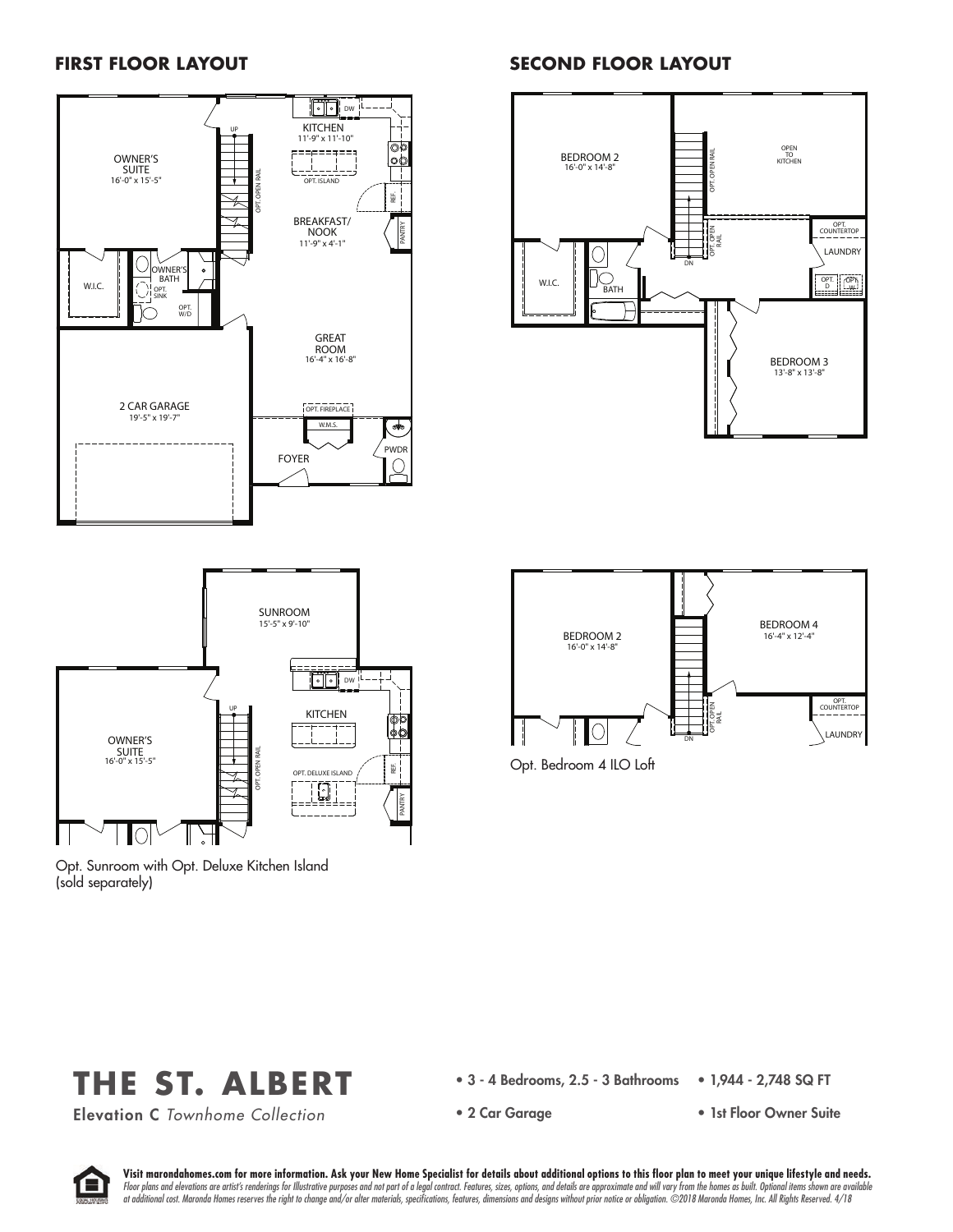## FIRST FLOOR LAYOUT

OWNER'S SUITE
16'-0" x 15'-5"

W.I.C.

OWNER'S BATH

OPT. SINK

OPT. W/D

UP

OPT. OPEN RAIL

KITCHEN
11'-9" x 11'-10"

DW

OPT. ISLAND

REF.

PANTRY

BREAKFAST/ NOOK
11'-9" x 4'-1"

GREAT ROOM
16'-4" x 16'-8"

2 CAR GARAGE
19'-5" x 19'-7"

OPT. FIREPLACE

W.M.S.

FOYER

PWDR

## SECOND FLOOR LAYOUT

BEDROOM 2
16'-0" x 14'-8"

OPT. OPEN RAIL

OPEN TO KITCHEN

OPT. OPEN RAIL

OPT. COUNTERTOP

LAUNDRY

OPT. D

OPT. W

DN

W.I.C.

BATH

BEDROOM 3
13'-8" x 13'-8"

SUNROOM
15'-5" x 9'-10"

DW

UP

KITCHEN

OWNER'S SUITE
16'-0" x 15'-5"

OPT. OPEN RAIL

OPT. DELUXE ISLAND

REF.

PANTRY

Opt. Sunroom with Opt. Deluxe Kitchen Island (sold separately)

BEDROOM 2
16'-0" x 14'-8"

BEDROOM 4
16'-4" x 12'-4"

OPT. OPEN RAIL

DN

OPT. COUNTERTOP

LAUNDRY

Opt. Bedroom 4 ILO Loft

# THE ST. ALBERT

**Elevation C** *Townhome Collection*

- **3 - 4 Bedrooms, 2.5 - 3 Bathrooms**
- **2 Car Garage**
- **1,944 - 2,748 SQ FT**
- **1st Floor Owner Suite**

**Visit marondahomes.com for more information. Ask your New Home Specialist for details about additional options to this floor plan to meet your unique lifestyle and needs.**

*Floor plans and elevations are artist's renderings for Illustrative purposes and not part of a legal contract. Features, sizes, options, and details are approximate and will vary from the homes as built. Optional items shown are available at additional cost. Maronda Homes reserves the right to change and/or alter materials, specifications, features, dimensions and designs without prior notice or obligation. ©2018 Maronda Homes, Inc. All Rights Reserved. 4/18*